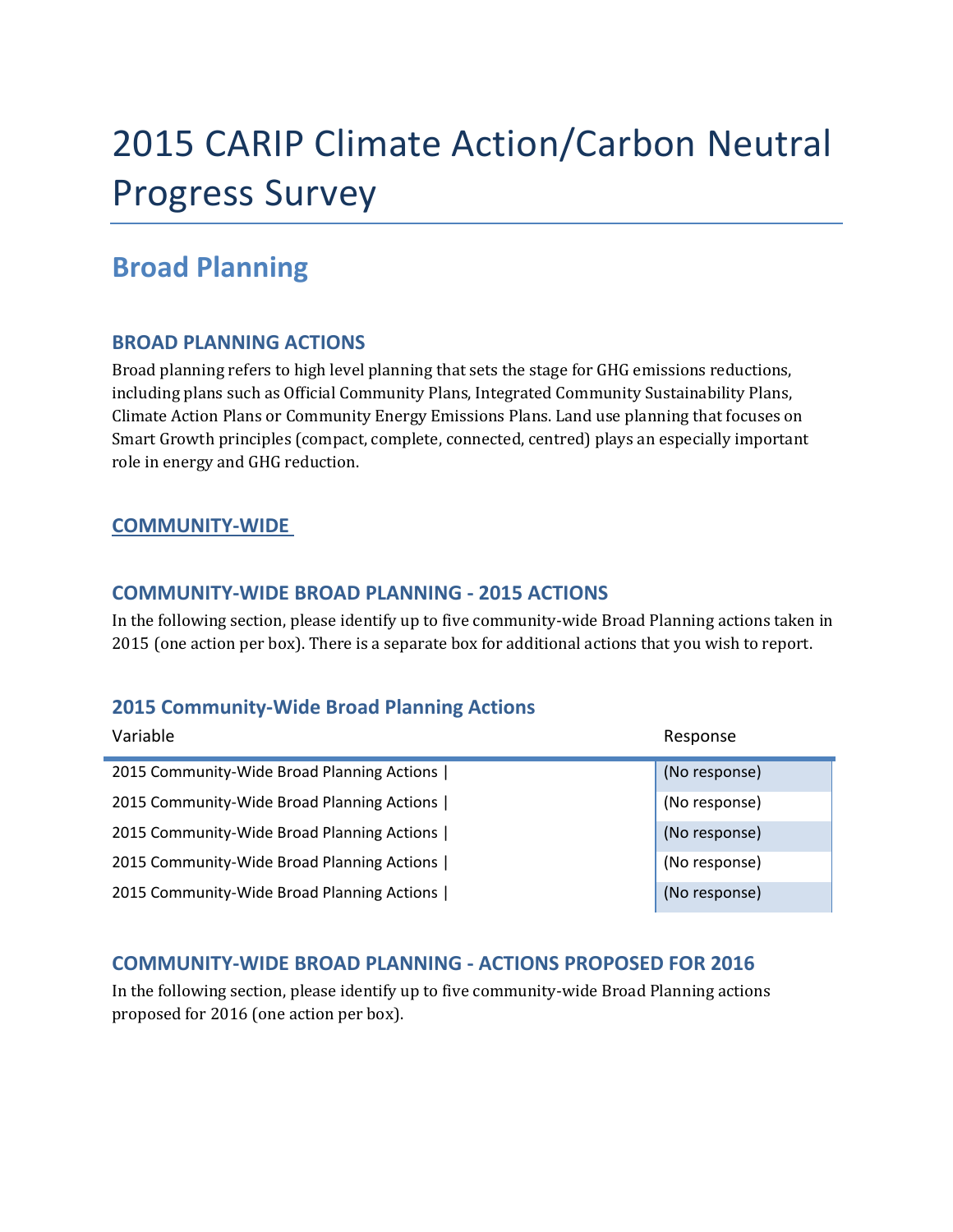# 2015 CARIP Climate Action/Carbon Neutral Progress Survey

## Broad Planning

### BROAD PLANNING ACTIONS

Broad planning refers to high level planning that sets the stage for GHG emissions reductions, including plans such as Official Community Plans, Integrated Community Sustainability Plans, Climate Action Plans or Community Energy Emissions Plans. Land use planning that focuses on Smart Growth principles (compact, complete, connected, centred) plays an especially important role in energy and GHG reduction.

### COMMUNITY-WIDE

### COMMUNITY-WIDE BROAD PLANNING - 2015 ACTIONS

In the following section, please identify up to five community-wide Broad Planning actions taken in 2015 (one action per box). There is a separate box for additional actions that you wish to report.

### 2015 Community-Wide Broad Planning Actions

| Variable | Response |
|---|---|
| 2015 Community-Wide Broad Planning Actions \| | (No response) |
| 2015 Community-Wide Broad Planning Actions \| | (No response) |
| 2015 Community-Wide Broad Planning Actions \| | (No response) |
| 2015 Community-Wide Broad Planning Actions \| | (No response) |
| 2015 Community-Wide Broad Planning Actions \| | (No response) |

### COMMUNITY-WIDE BROAD PLANNING - ACTIONS PROPOSED FOR 2016

In the following section, please identify up to five community-wide Broad Planning actions proposed for 2016 (one action per box).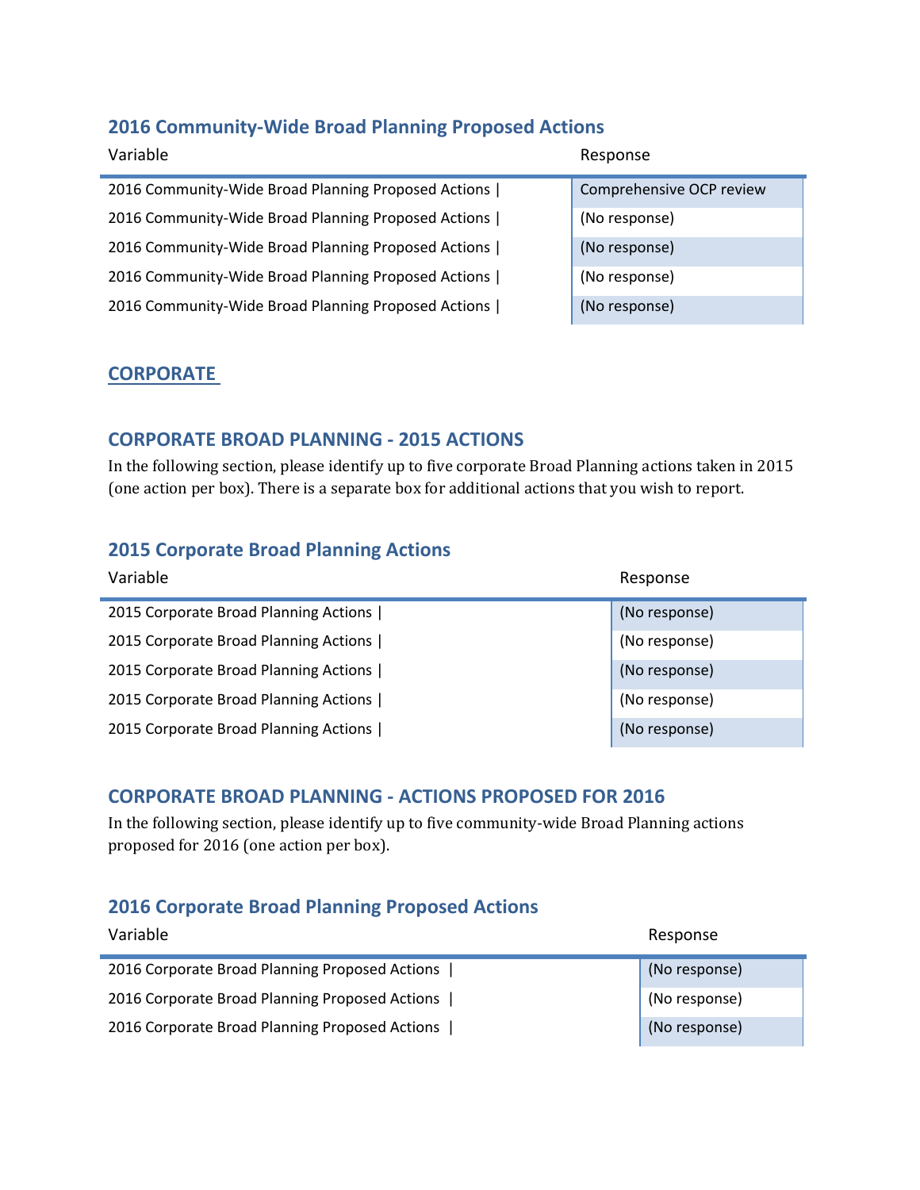### 2016 Community-Wide Broad Planning Proposed Actions

| Variable | Response |
|---|---|
| 2016 Community-Wide Broad Planning Proposed Actions \| | Comprehensive OCP review |
| 2016 Community-Wide Broad Planning Proposed Actions \| | (No response) |
| 2016 Community-Wide Broad Planning Proposed Actions \| | (No response) |
| 2016 Community-Wide Broad Planning Proposed Actions \| | (No response) |
| 2016 Community-Wide Broad Planning Proposed Actions \| | (No response) |

## CORPORATE

### CORPORATE BROAD PLANNING - 2015 ACTIONS

In the following section, please identify up to five corporate Broad Planning actions taken in 2015 (one action per box). There is a separate box for additional actions that you wish to report.

### 2015 Corporate Broad Planning Actions

| Variable | Response |
|---|---|
| 2015 Corporate Broad Planning Actions \| | (No response) |
| 2015 Corporate Broad Planning Actions \| | (No response) |
| 2015 Corporate Broad Planning Actions \| | (No response) |
| 2015 Corporate Broad Planning Actions \| | (No response) |
| 2015 Corporate Broad Planning Actions \| | (No response) |

### CORPORATE BROAD PLANNING - ACTIONS PROPOSED FOR 2016

In the following section, please identify up to five community-wide Broad Planning actions proposed for 2016 (one action per box).

### 2016 Corporate Broad Planning Proposed Actions

| Variable | Response |
|---|---|
| 2016 Corporate Broad Planning Proposed Actions \| | (No response) |
| 2016 Corporate Broad Planning Proposed Actions \| | (No response) |
| 2016 Corporate Broad Planning Proposed Actions \| | (No response) |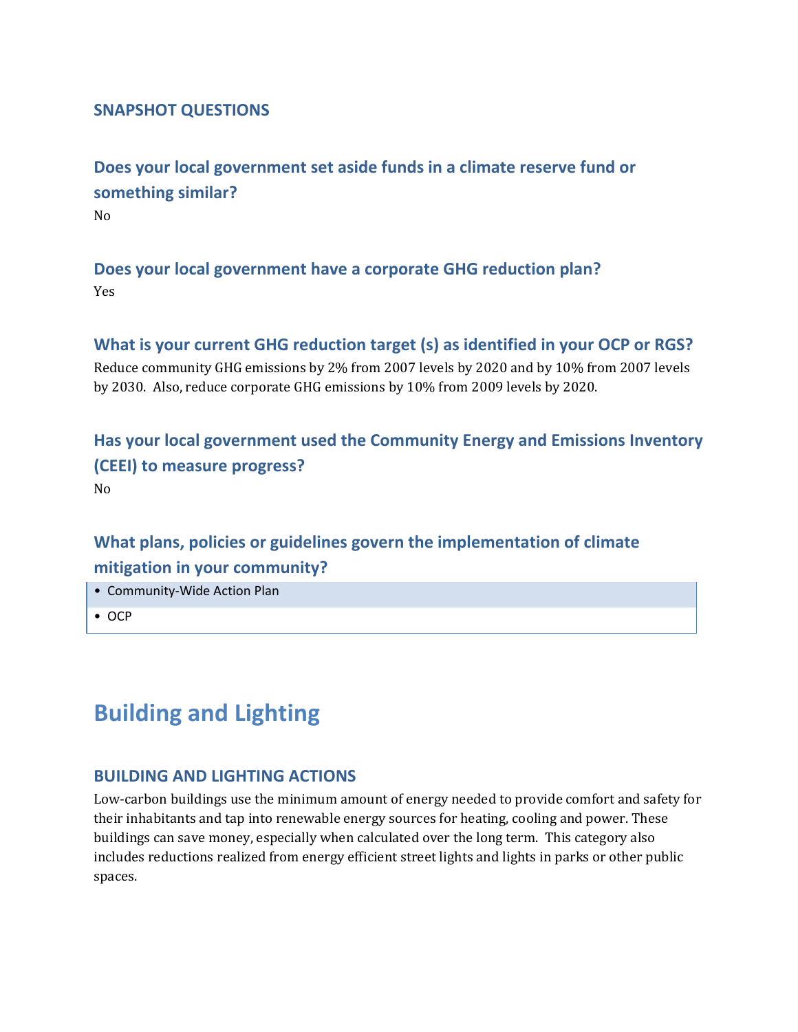### SNAPSHOT QUESTIONS

### Does your local government set aside funds in a climate reserve fund or something similar?

No

### Does your local government have a corporate GHG reduction plan?

Yes

### What is your current GHG reduction target (s) as identified in your OCP or RGS?

Reduce community GHG emissions by 2% from 2007 levels by 2020 and by 10% from 2007 levels by 2030. Also, reduce corporate GHG emissions by 10% from 2009 levels by 2020.

### Has your local government used the Community Energy and Emissions Inventory (CEEI) to measure progress?

No

### What plans, policies or guidelines govern the implementation of climate mitigation in your community?

- Community-Wide Action Plan
- OCP

# Building and Lighting

### BUILDING AND LIGHTING ACTIONS

Low-carbon buildings use the minimum amount of energy needed to provide comfort and safety for their inhabitants and tap into renewable energy sources for heating, cooling and power. These buildings can save money, especially when calculated over the long term. This category also includes reductions realized from energy efficient street lights and lights in parks or other public spaces.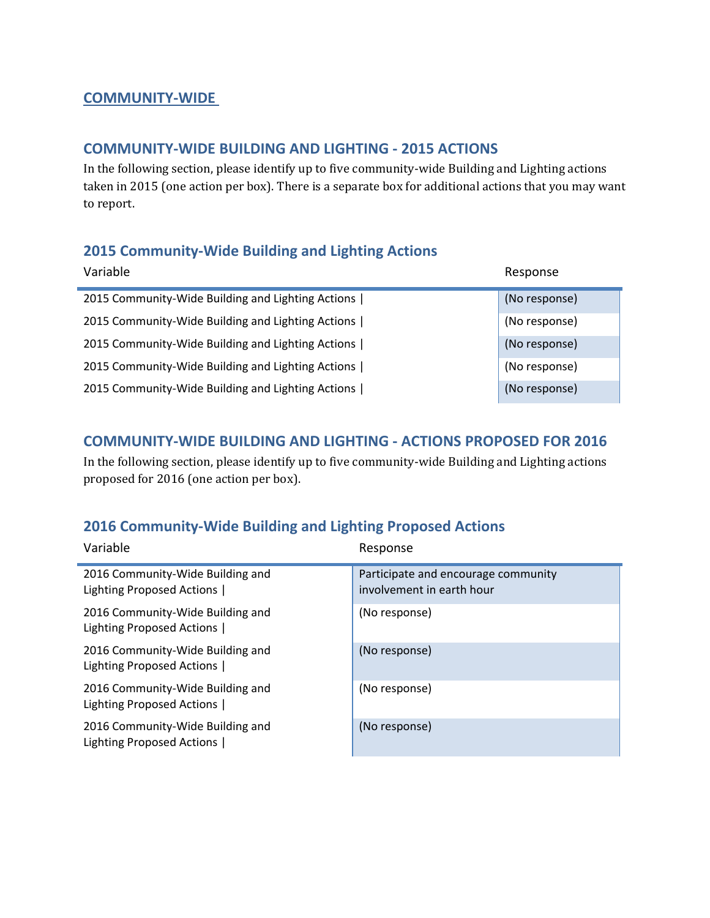## COMMUNITY-WIDE

### COMMUNITY-WIDE BUILDING AND LIGHTING - 2015 ACTIONS

In the following section, please identify up to five community-wide Building and Lighting actions taken in 2015 (one action per box). There is a separate box for additional actions that you may want to report.

### 2015 Community-Wide Building and Lighting Actions

| Variable | Response |
|---|---|
| 2015 Community-Wide Building and Lighting Actions \| | (No response) |
| 2015 Community-Wide Building and Lighting Actions \| | (No response) |
| 2015 Community-Wide Building and Lighting Actions \| | (No response) |
| 2015 Community-Wide Building and Lighting Actions \| | (No response) |
| 2015 Community-Wide Building and Lighting Actions \| | (No response) |

### COMMUNITY-WIDE BUILDING AND LIGHTING - ACTIONS PROPOSED FOR 2016

In the following section, please identify up to five community-wide Building and Lighting actions proposed for 2016 (one action per box).

### 2016 Community-Wide Building and Lighting Proposed Actions

| Variable | Response |
|---|---|
| 2016 Community-Wide Building and Lighting Proposed Actions \| | Participate and encourage community involvement in earth hour |
| 2016 Community-Wide Building and Lighting Proposed Actions \| | (No response) |
| 2016 Community-Wide Building and Lighting Proposed Actions \| | (No response) |
| 2016 Community-Wide Building and Lighting Proposed Actions \| | (No response) |
| 2016 Community-Wide Building and Lighting Proposed Actions \| | (No response) |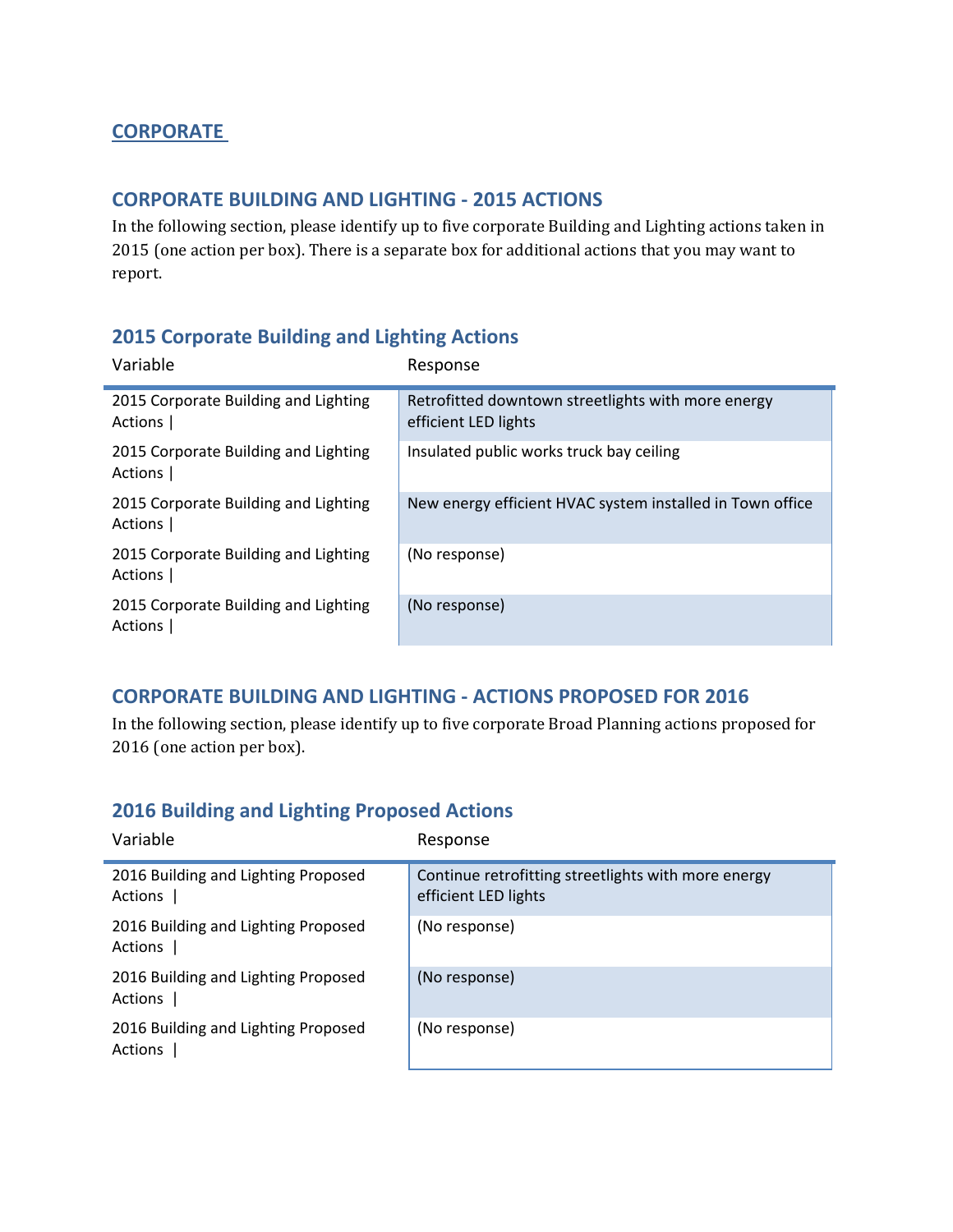## CORPORATE

### CORPORATE BUILDING AND LIGHTING - 2015 ACTIONS

In the following section, please identify up to five corporate Building and Lighting actions taken in 2015 (one action per box). There is a separate box for additional actions that you may want to report.

### 2015 Corporate Building and Lighting Actions

| Variable | Response |
|---|---|
| 2015 Corporate Building and Lighting Actions \| | Retrofitted downtown streetlights with more energy efficient LED lights |
| 2015 Corporate Building and Lighting Actions \| | Insulated public works truck bay ceiling |
| 2015 Corporate Building and Lighting Actions \| | New energy efficient HVAC system installed in Town office |
| 2015 Corporate Building and Lighting Actions \| | (No response) |
| 2015 Corporate Building and Lighting Actions \| | (No response) |

### CORPORATE BUILDING AND LIGHTING - ACTIONS PROPOSED FOR 2016

In the following section, please identify up to five corporate Broad Planning actions proposed for 2016 (one action per box).

### 2016 Building and Lighting Proposed Actions

| Variable | Response |
|---|---|
| 2016 Building and Lighting Proposed Actions \| | Continue retrofitting streetlights with more energy efficient LED lights |
| 2016 Building and Lighting Proposed Actions \| | (No response) |
| 2016 Building and Lighting Proposed Actions \| | (No response) |
| 2016 Building and Lighting Proposed Actions \| | (No response) |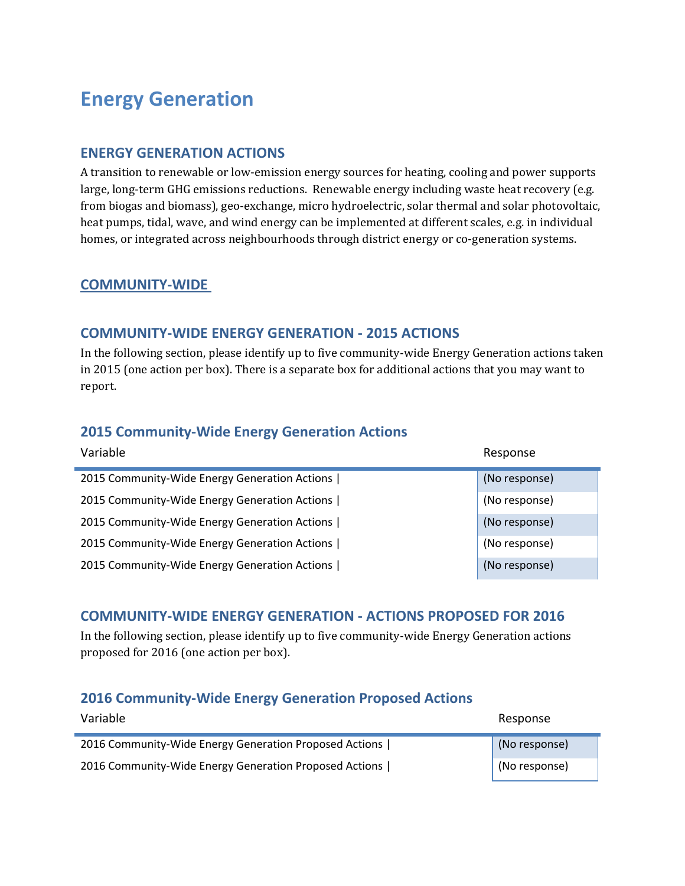# Energy Generation

## ENERGY GENERATION ACTIONS

A transition to renewable or low-emission energy sources for heating, cooling and power supports large, long-term GHG emissions reductions.  Renewable energy including waste heat recovery (e.g. from biogas and biomass), geo-exchange, micro hydroelectric, solar thermal and solar photovoltaic, heat pumps, tidal, wave, and wind energy can be implemented at different scales, e.g. in individual homes, or integrated across neighbourhoods through district energy or co-generation systems.

## COMMUNITY-WIDE

## COMMUNITY-WIDE ENERGY GENERATION - 2015 ACTIONS

In the following section, please identify up to five community-wide Energy Generation actions taken in 2015 (one action per box). There is a separate box for additional actions that you may want to report.

### 2015 Community-Wide Energy Generation Actions

| Variable | Response |
|---|---|
| 2015 Community-Wide Energy Generation Actions \| | (No response) |
| 2015 Community-Wide Energy Generation Actions \| | (No response) |
| 2015 Community-Wide Energy Generation Actions \| | (No response) |
| 2015 Community-Wide Energy Generation Actions \| | (No response) |
| 2015 Community-Wide Energy Generation Actions \| | (No response) |

## COMMUNITY-WIDE ENERGY GENERATION - ACTIONS PROPOSED FOR 2016

In the following section, please identify up to five community-wide Energy Generation actions proposed for 2016 (one action per box).

### 2016 Community-Wide Energy Generation Proposed Actions

| Variable | Response |
|---|---|
| 2016 Community-Wide Energy Generation Proposed Actions \| | (No response) |
| 2016 Community-Wide Energy Generation Proposed Actions \| | (No response) |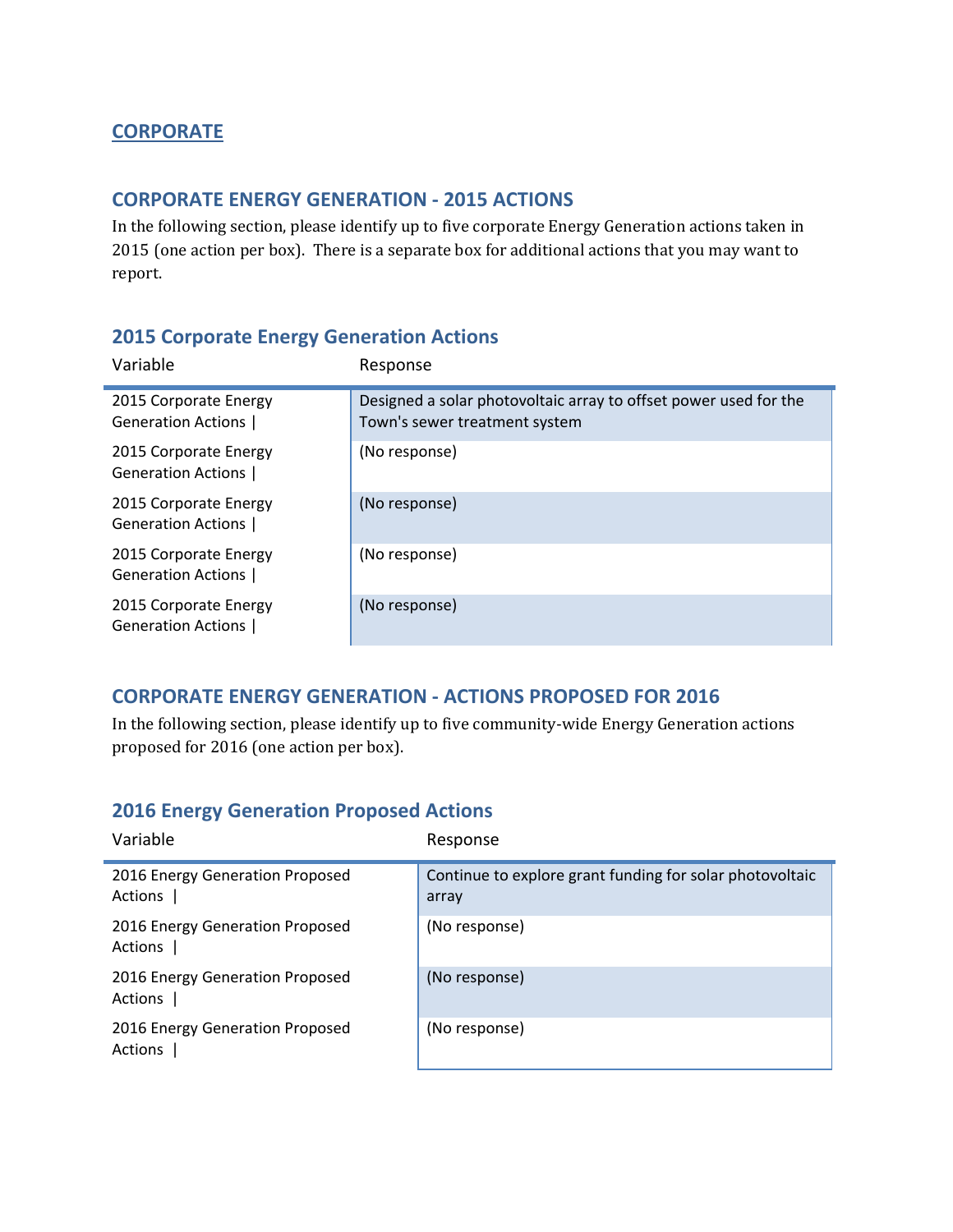## CORPORATE

### CORPORATE ENERGY GENERATION - 2015 ACTIONS

In the following section, please identify up to five corporate Energy Generation actions taken in 2015 (one action per box). There is a separate box for additional actions that you may want to report.

### 2015 Corporate Energy Generation Actions

| Variable | Response |
|---|---|
| 2015 Corporate Energy Generation Actions \| | Designed a solar photovoltaic array to offset power used for the Town's sewer treatment system |
| 2015 Corporate Energy Generation Actions \| | (No response) |
| 2015 Corporate Energy Generation Actions \| | (No response) |
| 2015 Corporate Energy Generation Actions \| | (No response) |
| 2015 Corporate Energy Generation Actions \| | (No response) |

### CORPORATE ENERGY GENERATION - ACTIONS PROPOSED FOR 2016

In the following section, please identify up to five community-wide Energy Generation actions proposed for 2016 (one action per box).

### 2016 Energy Generation Proposed Actions

| Variable | Response |
|---|---|
| 2016 Energy Generation Proposed Actions \| | Continue to explore grant funding for solar photovoltaic array |
| 2016 Energy Generation Proposed Actions \| | (No response) |
| 2016 Energy Generation Proposed Actions \| | (No response) |
| 2016 Energy Generation Proposed Actions \| | (No response) |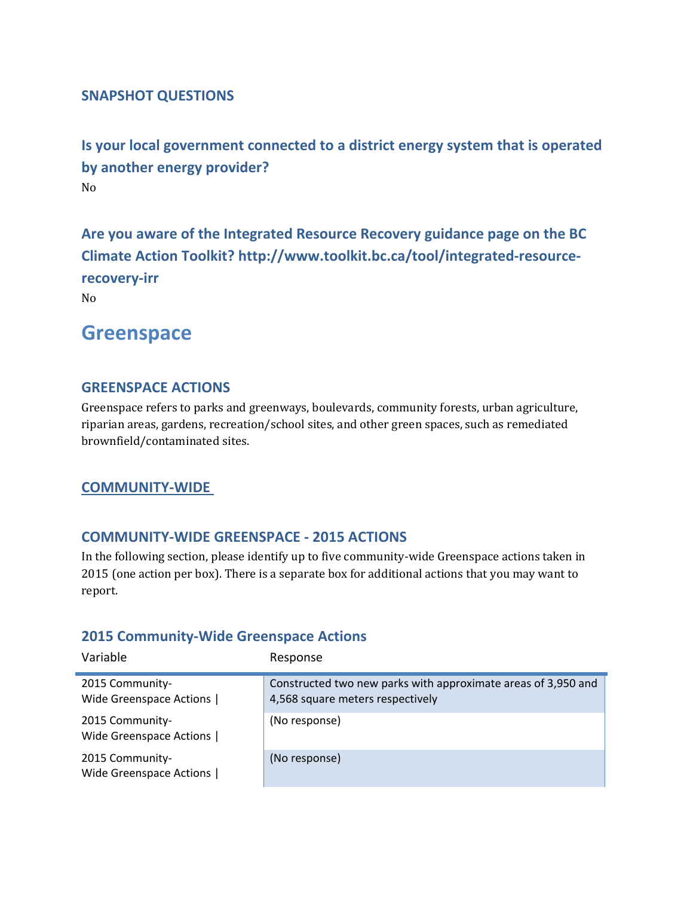### SNAPSHOT QUESTIONS

### Is your local government connected to a district energy system that is operated by another energy provider?

No

### Are you aware of the Integrated Resource Recovery guidance page on the BC Climate Action Toolkit? http://www.toolkit.bc.ca/tool/integrated-resource-recovery-irr

No

# Greenspace

### GREENSPACE ACTIONS

Greenspace refers to parks and greenways, boulevards, community forests, urban agriculture, riparian areas, gardens, recreation/school sites, and other green spaces, such as remediated brownfield/contaminated sites.

### COMMUNITY-WIDE

### COMMUNITY-WIDE GREENSPACE - 2015 ACTIONS

In the following section, please identify up to five community-wide Greenspace actions taken in 2015 (one action per box). There is a separate box for additional actions that you may want to report.

### 2015 Community-Wide Greenspace Actions

| Variable | Response |
|---|---|
| 2015 Community-Wide Greenspace Actions \| | Constructed two new parks with approximate areas of 3,950 and 4,568 square meters respectively |
| 2015 Community-Wide Greenspace Actions \| | (No response) |
| 2015 Community-Wide Greenspace Actions \| | (No response) |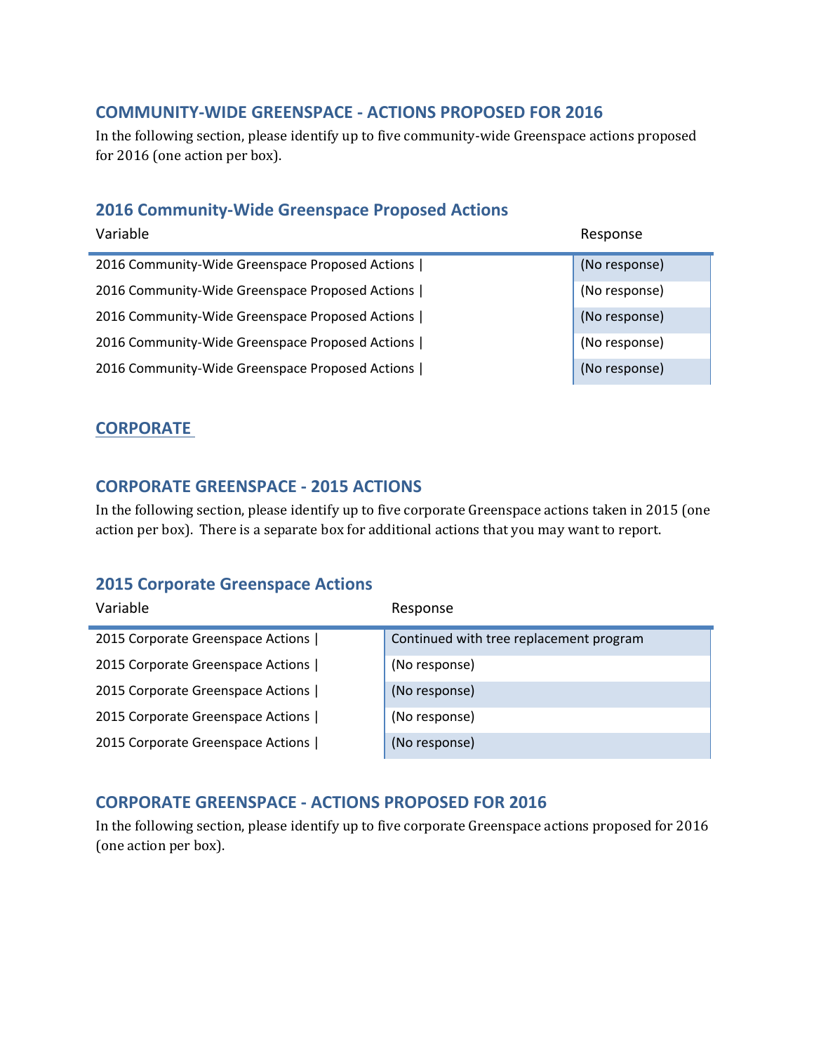## COMMUNITY-WIDE GREENSPACE - ACTIONS PROPOSED FOR 2016

In the following section, please identify up to five community-wide Greenspace actions proposed for 2016 (one action per box).

### 2016 Community-Wide Greenspace Proposed Actions

| Variable | Response |
|---|---|
| 2016 Community-Wide Greenspace Proposed Actions \| | (No response) |
| 2016 Community-Wide Greenspace Proposed Actions \| | (No response) |
| 2016 Community-Wide Greenspace Proposed Actions \| | (No response) |
| 2016 Community-Wide Greenspace Proposed Actions \| | (No response) |
| 2016 Community-Wide Greenspace Proposed Actions \| | (No response) |

## CORPORATE

## CORPORATE GREENSPACE - 2015 ACTIONS

In the following section, please identify up to five corporate Greenspace actions taken in 2015 (one action per box). There is a separate box for additional actions that you may want to report.

### 2015 Corporate Greenspace Actions

| Variable | Response |
|---|---|
| 2015 Corporate Greenspace Actions \| | Continued with tree replacement program |
| 2015 Corporate Greenspace Actions \| | (No response) |
| 2015 Corporate Greenspace Actions \| | (No response) |
| 2015 Corporate Greenspace Actions \| | (No response) |
| 2015 Corporate Greenspace Actions \| | (No response) |

## CORPORATE GREENSPACE - ACTIONS PROPOSED FOR 2016

In the following section, please identify up to five corporate Greenspace actions proposed for 2016 (one action per box).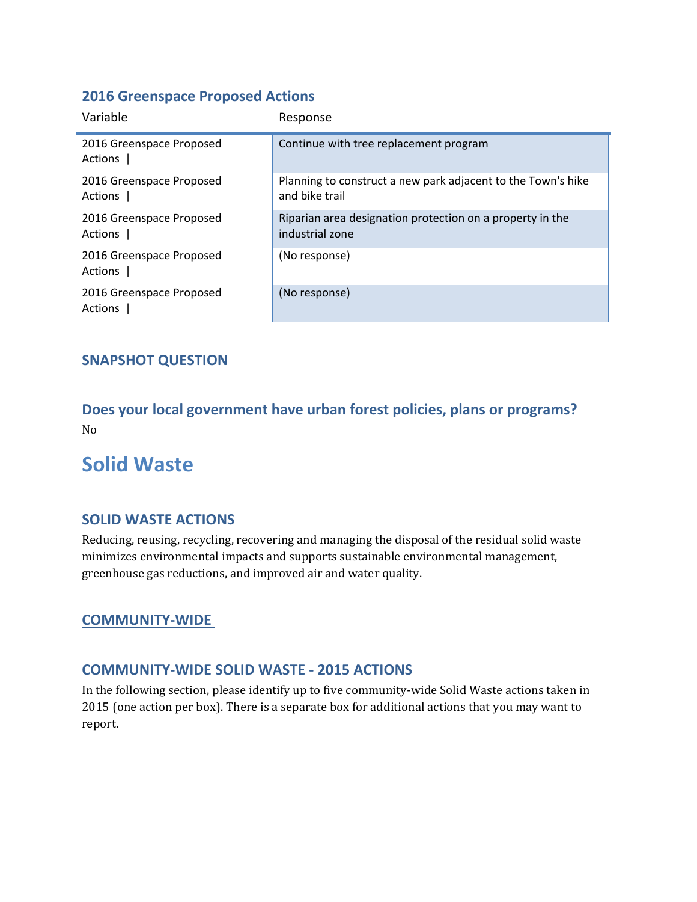### 2016 Greenspace Proposed Actions

| Variable | Response |
| --- | --- |
| 2016 Greenspace Proposed Actions \| | Continue with tree replacement program |
| 2016 Greenspace Proposed Actions \| | Planning to construct a new park adjacent to the Town's hike and bike trail |
| 2016 Greenspace Proposed Actions \| | Riparian area designation protection on a property in the industrial zone |
| 2016 Greenspace Proposed Actions \| | (No response) |
| 2016 Greenspace Proposed Actions \| | (No response) |

### SNAPSHOT QUESTION

### Does your local government have urban forest policies, plans or programs?

No

# Solid Waste

### SOLID WASTE ACTIONS

Reducing, reusing, recycling, recovering and managing the disposal of the residual solid waste minimizes environmental impacts and supports sustainable environmental management, greenhouse gas reductions, and improved air and water quality.

### COMMUNITY-WIDE

### COMMUNITY-WIDE SOLID WASTE - 2015 ACTIONS

In the following section, please identify up to five community-wide Solid Waste actions taken in 2015 (one action per box). There is a separate box for additional actions that you may want to report.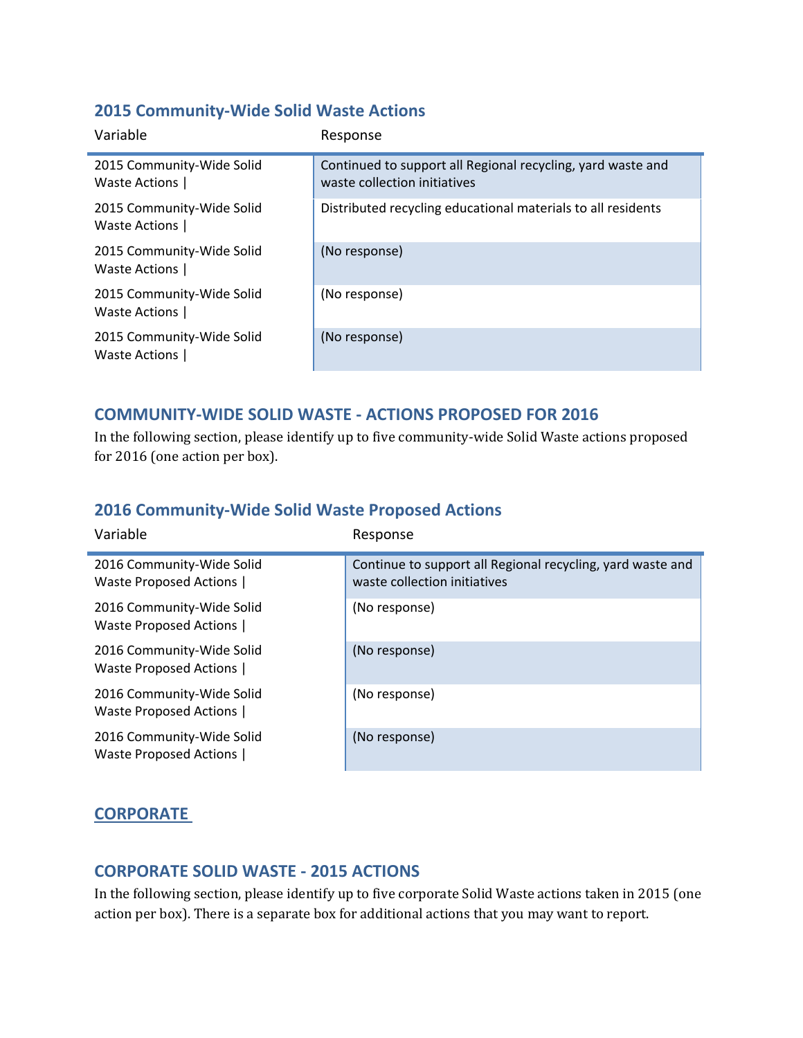### 2015 Community-Wide Solid Waste Actions

| Variable | Response |
| --- | --- |
| 2015 Community-Wide Solid Waste Actions \| | Continued to support all Regional recycling, yard waste and waste collection initiatives |
| 2015 Community-Wide Solid Waste Actions \| | Distributed recycling educational materials to all residents |
| 2015 Community-Wide Solid Waste Actions \| | (No response) |
| 2015 Community-Wide Solid Waste Actions \| | (No response) |
| 2015 Community-Wide Solid Waste Actions \| | (No response) |

### COMMUNITY-WIDE SOLID WASTE - ACTIONS PROPOSED FOR 2016

In the following section, please identify up to five community-wide Solid Waste actions proposed for 2016 (one action per box).

### 2016 Community-Wide Solid Waste Proposed Actions

| Variable | Response |
| --- | --- |
| 2016 Community-Wide Solid Waste Proposed Actions \| | Continue to support all Regional recycling, yard waste and waste collection initiatives |
| 2016 Community-Wide Solid Waste Proposed Actions \| | (No response) |
| 2016 Community-Wide Solid Waste Proposed Actions \| | (No response) |
| 2016 Community-Wide Solid Waste Proposed Actions \| | (No response) |
| 2016 Community-Wide Solid Waste Proposed Actions \| | (No response) |

## CORPORATE

### CORPORATE SOLID WASTE - 2015 ACTIONS

In the following section, please identify up to five corporate Solid Waste actions taken in 2015 (one action per box). There is a separate box for additional actions that you may want to report.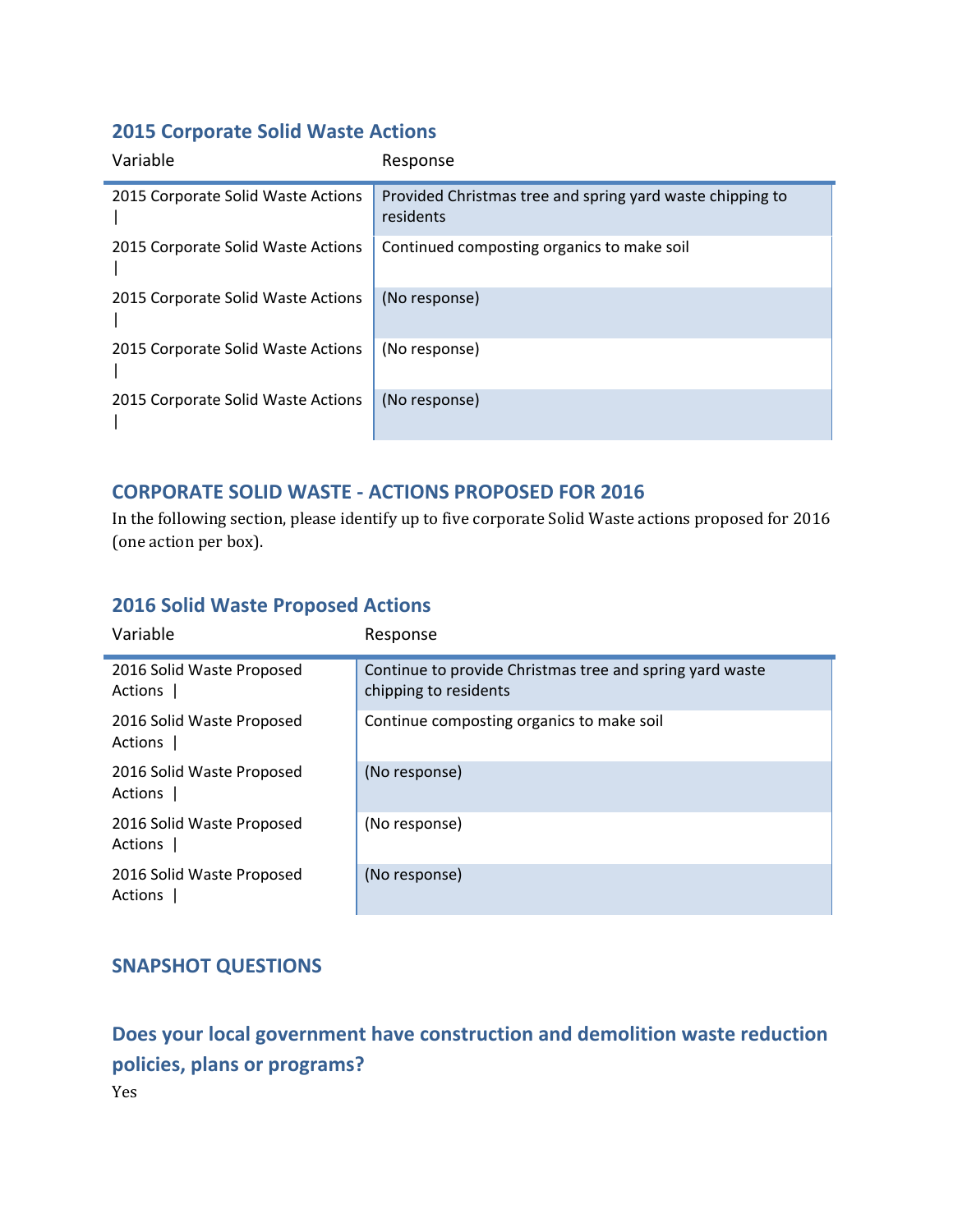### 2015 Corporate Solid Waste Actions

| Variable | Response |
|---|---|
| 2015 Corporate Solid Waste Actions \| | Provided Christmas tree and spring yard waste chipping to residents |
| 2015 Corporate Solid Waste Actions \| | Continued composting organics to make soil |
| 2015 Corporate Solid Waste Actions \| | (No response) |
| 2015 Corporate Solid Waste Actions \| | (No response) |
| 2015 Corporate Solid Waste Actions \| | (No response) |

## CORPORATE SOLID WASTE - ACTIONS PROPOSED FOR 2016

In the following section, please identify up to five corporate Solid Waste actions proposed for 2016 (one action per box).

### 2016 Solid Waste Proposed Actions

| Variable | Response |
|---|---|
| 2016 Solid Waste Proposed Actions \| | Continue to provide Christmas tree and spring yard waste chipping to residents |
| 2016 Solid Waste Proposed Actions \| | Continue composting organics to make soil |
| 2016 Solid Waste Proposed Actions \| | (No response) |
| 2016 Solid Waste Proposed Actions \| | (No response) |
| 2016 Solid Waste Proposed Actions \| | (No response) |

## SNAPSHOT QUESTIONS

## Does your local government have construction and demolition waste reduction policies, plans or programs?

Yes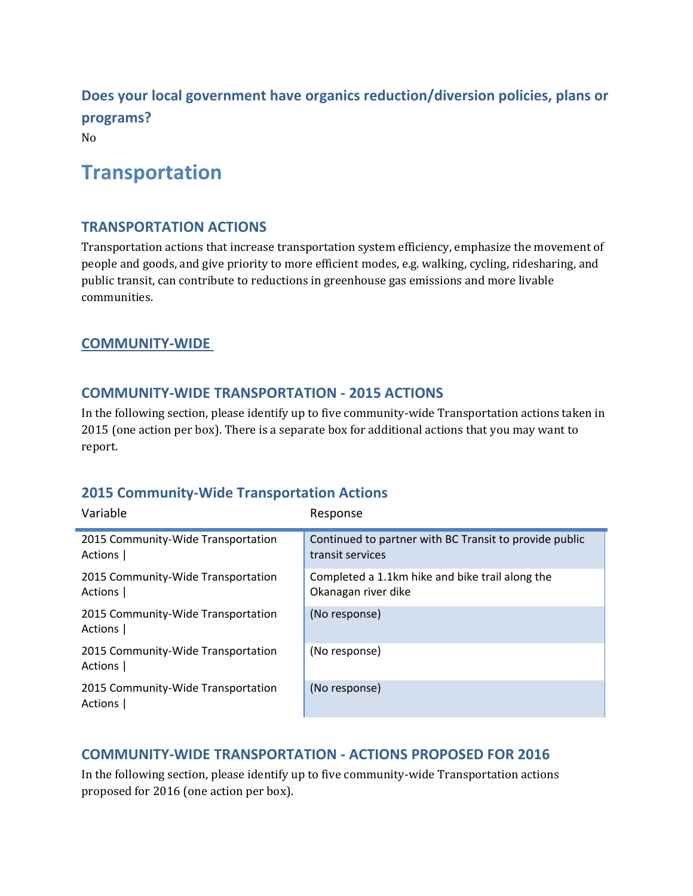### Does your local government have organics reduction/diversion policies, plans or programs?

No

# Transportation

### TRANSPORTATION ACTIONS

Transportation actions that increase transportation system efficiency, emphasize the movement of people and goods, and give priority to more efficient modes, e.g. walking, cycling, ridesharing, and public transit, can contribute to reductions in greenhouse gas emissions and more livable communities.

### COMMUNITY-WIDE

### COMMUNITY-WIDE TRANSPORTATION - 2015 ACTIONS

In the following section, please identify up to five community-wide Transportation actions taken in 2015 (one action per box). There is a separate box for additional actions that you may want to report.

### 2015 Community-Wide Transportation Actions

| Variable | Response |
|---|---|
| 2015 Community-Wide Transportation Actions \| | Continued to partner with BC Transit to provide public transit services |
| 2015 Community-Wide Transportation Actions \| | Completed a 1.1km hike and bike trail along the Okanagan river dike |
| 2015 Community-Wide Transportation Actions \| | (No response) |
| 2015 Community-Wide Transportation Actions \| | (No response) |
| 2015 Community-Wide Transportation Actions \| | (No response) |

### COMMUNITY-WIDE TRANSPORTATION - ACTIONS PROPOSED FOR 2016

In the following section, please identify up to five community-wide Transportation actions proposed for 2016 (one action per box).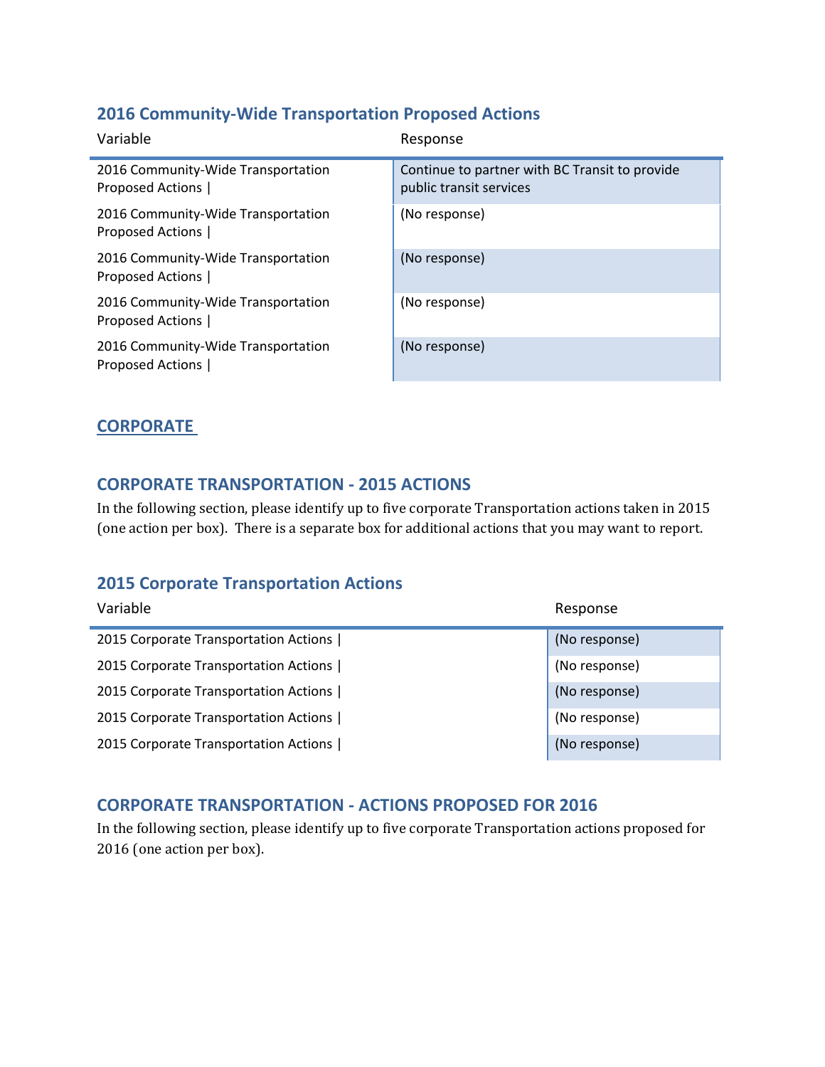### 2016 Community-Wide Transportation Proposed Actions

| Variable | Response |
| --- | --- |
| 2016 Community-Wide Transportation Proposed Actions \| | Continue to partner with BC Transit to provide public transit services |
| 2016 Community-Wide Transportation Proposed Actions \| | (No response) |
| 2016 Community-Wide Transportation Proposed Actions \| | (No response) |
| 2016 Community-Wide Transportation Proposed Actions \| | (No response) |
| 2016 Community-Wide Transportation Proposed Actions \| | (No response) |

## CORPORATE

### CORPORATE TRANSPORTATION - 2015 ACTIONS

In the following section, please identify up to five corporate Transportation actions taken in 2015 (one action per box). There is a separate box for additional actions that you may want to report.

### 2015 Corporate Transportation Actions

| Variable | Response |
| --- | --- |
| 2015 Corporate Transportation Actions \| | (No response) |
| 2015 Corporate Transportation Actions \| | (No response) |
| 2015 Corporate Transportation Actions \| | (No response) |
| 2015 Corporate Transportation Actions \| | (No response) |
| 2015 Corporate Transportation Actions \| | (No response) |

### CORPORATE TRANSPORTATION - ACTIONS PROPOSED FOR 2016

In the following section, please identify up to five corporate Transportation actions proposed for 2016 (one action per box).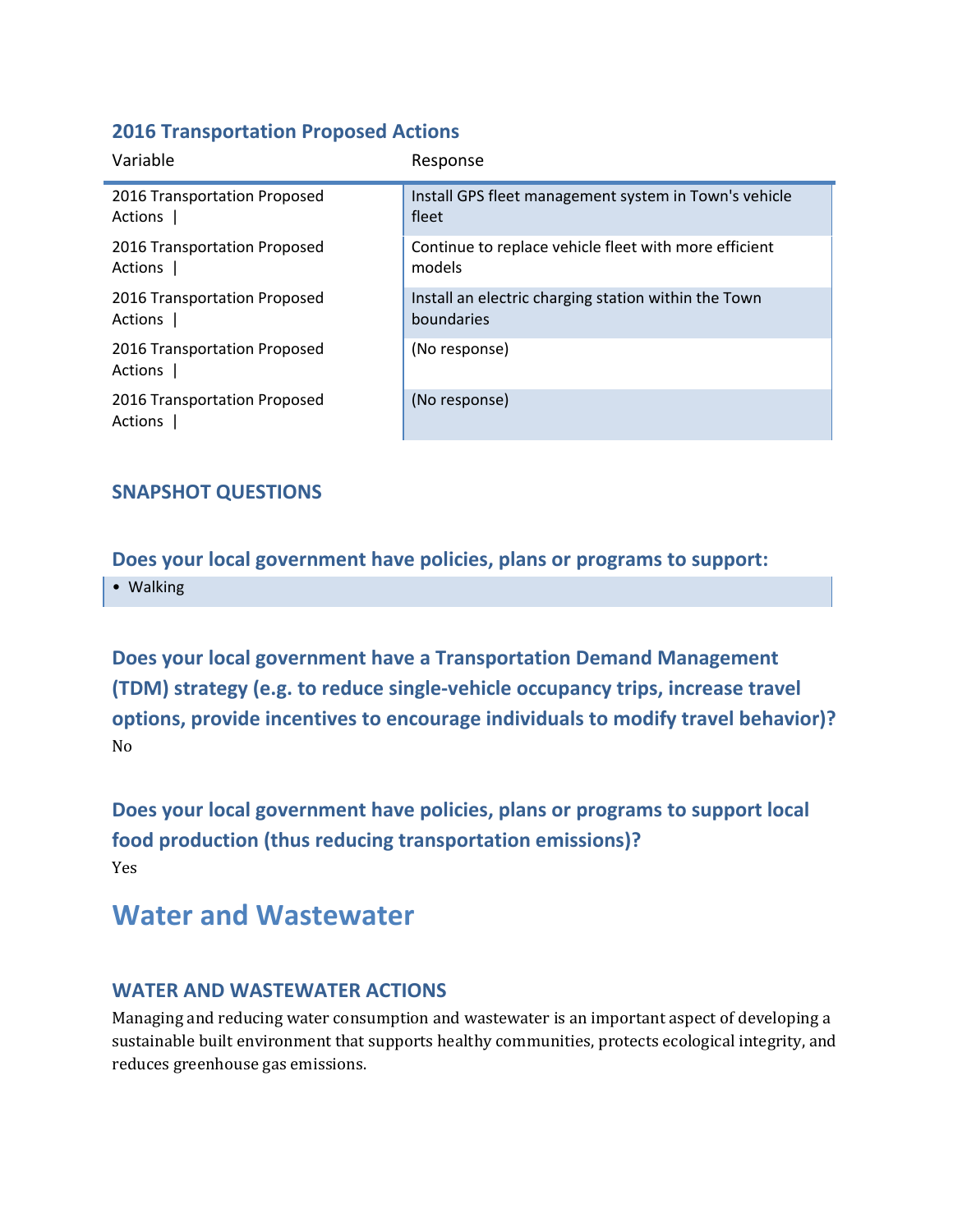### 2016 Transportation Proposed Actions

| Variable | Response |
| --- | --- |
| 2016 Transportation Proposed Actions \| | Install GPS fleet management system in Town's vehicle fleet |
| 2016 Transportation Proposed Actions \| | Continue to replace vehicle fleet with more efficient models |
| 2016 Transportation Proposed Actions \| | Install an electric charging station within the Town boundaries |
| 2016 Transportation Proposed Actions \| | (No response) |
| 2016 Transportation Proposed Actions \| | (No response) |

### SNAPSHOT QUESTIONS

### Does your local government have policies, plans or programs to support:

- Walking

### Does your local government have a Transportation Demand Management (TDM) strategy (e.g. to reduce single-vehicle occupancy trips, increase travel options, provide incentives to encourage individuals to modify travel behavior)?

No

### Does your local government have policies, plans or programs to support local food production (thus reducing transportation emissions)?

Yes

# Water and Wastewater

### WATER AND WASTEWATER ACTIONS

Managing and reducing water consumption and wastewater is an important aspect of developing a sustainable built environment that supports healthy communities, protects ecological integrity, and reduces greenhouse gas emissions.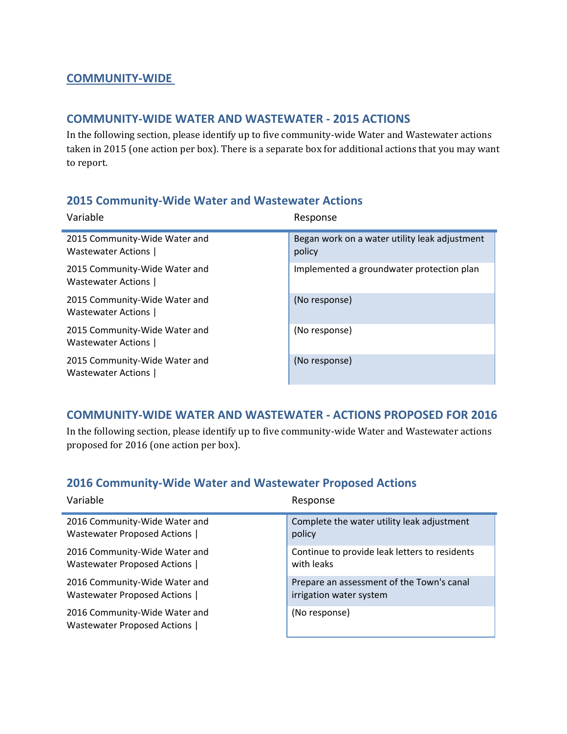## COMMUNITY-WIDE

### COMMUNITY-WIDE WATER AND WASTEWATER - 2015 ACTIONS

In the following section, please identify up to five community-wide Water and Wastewater actions taken in 2015 (one action per box). There is a separate box for additional actions that you may want to report.

### 2015 Community-Wide Water and Wastewater Actions

| Variable | Response |
|---|---|
| 2015 Community-Wide Water and Wastewater Actions \| | Began work on a water utility leak adjustment policy |
| 2015 Community-Wide Water and Wastewater Actions \| | Implemented a groundwater protection plan |
| 2015 Community-Wide Water and Wastewater Actions \| | (No response) |
| 2015 Community-Wide Water and Wastewater Actions \| | (No response) |
| 2015 Community-Wide Water and Wastewater Actions \| | (No response) |

### COMMUNITY-WIDE WATER AND WASTEWATER - ACTIONS PROPOSED FOR 2016

In the following section, please identify up to five community-wide Water and Wastewater actions proposed for 2016 (one action per box).

### 2016 Community-Wide Water and Wastewater Proposed Actions

| Variable | Response |
|---|---|
| 2016 Community-Wide Water and Wastewater Proposed Actions \| | Complete the water utility leak adjustment policy |
| 2016 Community-Wide Water and Wastewater Proposed Actions \| | Continue to provide leak letters to residents with leaks |
| 2016 Community-Wide Water and Wastewater Proposed Actions \| | Prepare an assessment of the Town's canal irrigation water system |
| 2016 Community-Wide Water and Wastewater Proposed Actions \| | (No response) |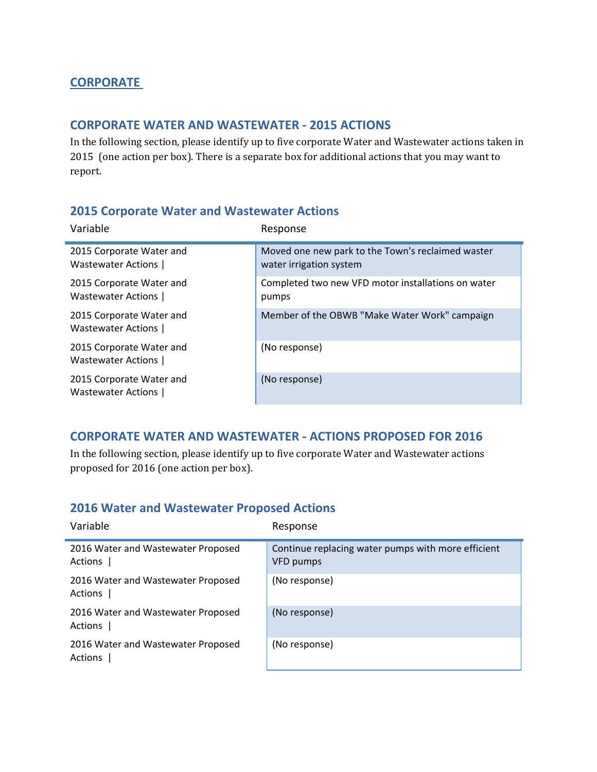## CORPORATE

### CORPORATE WATER AND WASTEWATER - 2015 ACTIONS

In the following section, please identify up to five corporate Water and Wastewater actions taken in 2015 (one action per box). There is a separate box for additional actions that you may want to report.

### 2015 Corporate Water and Wastewater Actions

| Variable | Response |
|---|---|
| 2015 Corporate Water and Wastewater Actions \| | Moved one new park to the Town's reclaimed waster water irrigation system |
| 2015 Corporate Water and Wastewater Actions \| | Completed two new VFD motor installations on water pumps |
| 2015 Corporate Water and Wastewater Actions \| | Member of the OBWB "Make Water Work" campaign |
| 2015 Corporate Water and Wastewater Actions \| | (No response) |
| 2015 Corporate Water and Wastewater Actions \| | (No response) |

### CORPORATE WATER AND WASTEWATER - ACTIONS PROPOSED FOR 2016

In the following section, please identify up to five corporate Water and Wastewater actions proposed for 2016 (one action per box).

### 2016 Water and Wastewater Proposed Actions

| Variable | Response |
|---|---|
| 2016 Water and Wastewater Proposed Actions \| | Continue replacing water pumps with more efficient VFD pumps |
| 2016 Water and Wastewater Proposed Actions \| | (No response) |
| 2016 Water and Wastewater Proposed Actions \| | (No response) |
| 2016 Water and Wastewater Proposed Actions \| | (No response) |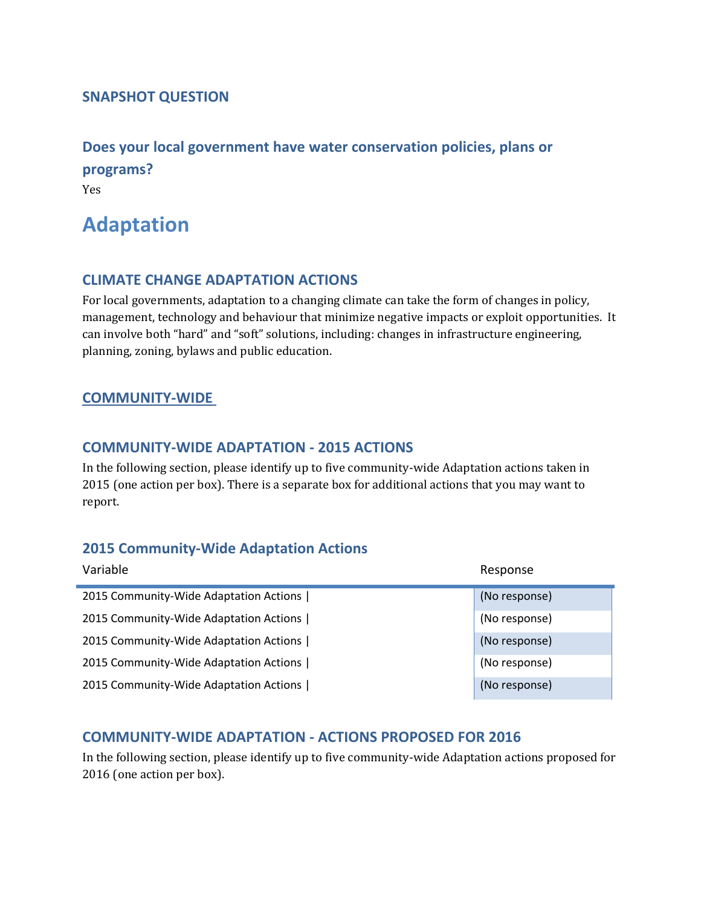### SNAPSHOT QUESTION

### Does your local government have water conservation policies, plans or programs?

Yes

# Adaptation

### CLIMATE CHANGE ADAPTATION ACTIONS

For local governments, adaptation to a changing climate can take the form of changes in policy, management, technology and behaviour that minimize negative impacts or exploit opportunities. It can involve both "hard" and "soft" solutions, including: changes in infrastructure engineering, planning, zoning, bylaws and public education.

### COMMUNITY-WIDE

### COMMUNITY-WIDE ADAPTATION - 2015 ACTIONS

In the following section, please identify up to five community-wide Adaptation actions taken in 2015 (one action per box). There is a separate box for additional actions that you may want to report.

### 2015 Community-Wide Adaptation Actions

| Variable | Response |
|---|---|
| 2015 Community-Wide Adaptation Actions \| | (No response) |
| 2015 Community-Wide Adaptation Actions \| | (No response) |
| 2015 Community-Wide Adaptation Actions \| | (No response) |
| 2015 Community-Wide Adaptation Actions \| | (No response) |
| 2015 Community-Wide Adaptation Actions \| | (No response) |

### COMMUNITY-WIDE ADAPTATION - ACTIONS PROPOSED FOR 2016

In the following section, please identify up to five community-wide Adaptation actions proposed for 2016 (one action per box).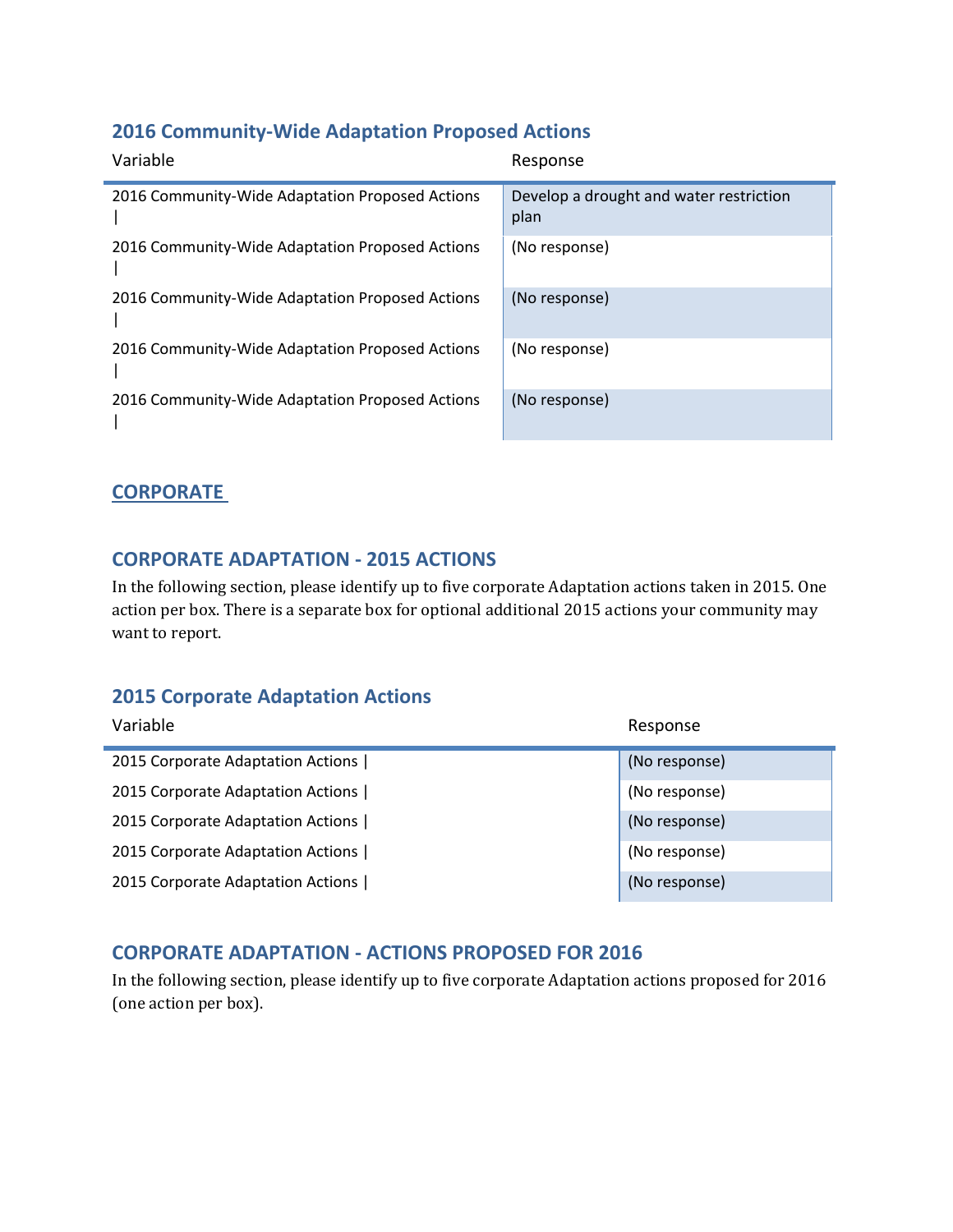### 2016 Community-Wide Adaptation Proposed Actions

| Variable | Response |
|---|---|
| 2016 Community-Wide Adaptation Proposed Actions \| | Develop a drought and water restriction plan |
| 2016 Community-Wide Adaptation Proposed Actions \| | (No response) |
| 2016 Community-Wide Adaptation Proposed Actions \| | (No response) |
| 2016 Community-Wide Adaptation Proposed Actions \| | (No response) |
| 2016 Community-Wide Adaptation Proposed Actions \| | (No response) |

## CORPORATE

### CORPORATE ADAPTATION - 2015 ACTIONS

In the following section, please identify up to five corporate Adaptation actions taken in 2015. One action per box. There is a separate box for optional additional 2015 actions your community may want to report.

### 2015 Corporate Adaptation Actions

| Variable | Response |
|---|---|
| 2015 Corporate Adaptation Actions \| | (No response) |
| 2015 Corporate Adaptation Actions \| | (No response) |
| 2015 Corporate Adaptation Actions \| | (No response) |
| 2015 Corporate Adaptation Actions \| | (No response) |
| 2015 Corporate Adaptation Actions \| | (No response) |

### CORPORATE ADAPTATION - ACTIONS PROPOSED FOR 2016

In the following section, please identify up to five corporate Adaptation actions proposed for 2016 (one action per box).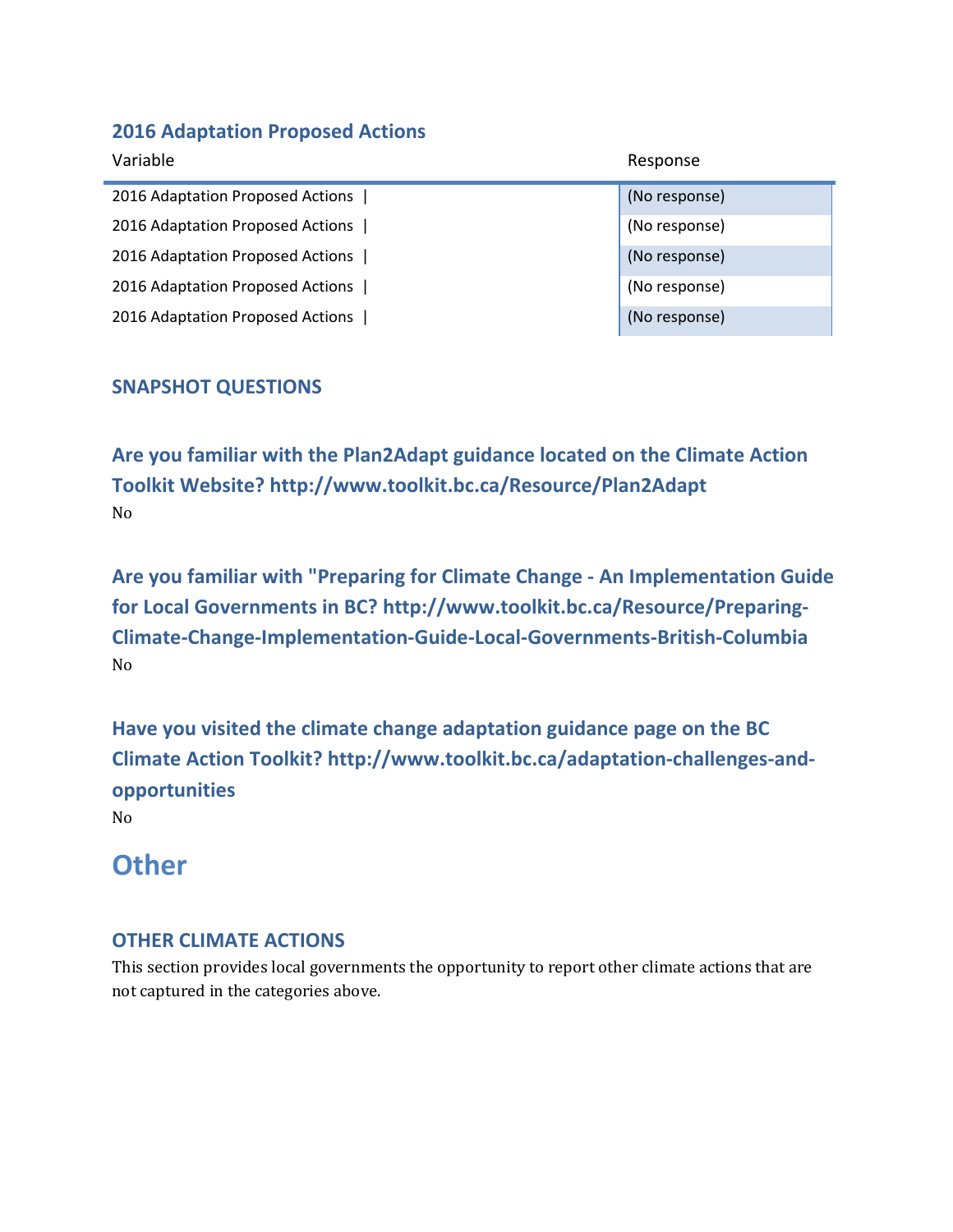### 2016 Adaptation Proposed Actions

| Variable | Response |
|---|---|
| 2016 Adaptation Proposed Actions \| | (No response) |
| 2016 Adaptation Proposed Actions \| | (No response) |
| 2016 Adaptation Proposed Actions \| | (No response) |
| 2016 Adaptation Proposed Actions \| | (No response) |
| 2016 Adaptation Proposed Actions \| | (No response) |

### SNAPSHOT QUESTIONS

### Are you familiar with the Plan2Adapt guidance located on the Climate Action Toolkit Website? http://www.toolkit.bc.ca/Resource/Plan2Adapt

No

### Are you familiar with "Preparing for Climate Change - An Implementation Guide for Local Governments in BC? http://www.toolkit.bc.ca/Resource/Preparing-Climate-Change-Implementation-Guide-Local-Governments-British-Columbia

No

### Have you visited the climate change adaptation guidance page on the BC Climate Action Toolkit? http://www.toolkit.bc.ca/adaptation-challenges-and-opportunities

No

## Other

### OTHER CLIMATE ACTIONS

This section provides local governments the opportunity to report other climate actions that are not captured in the categories above.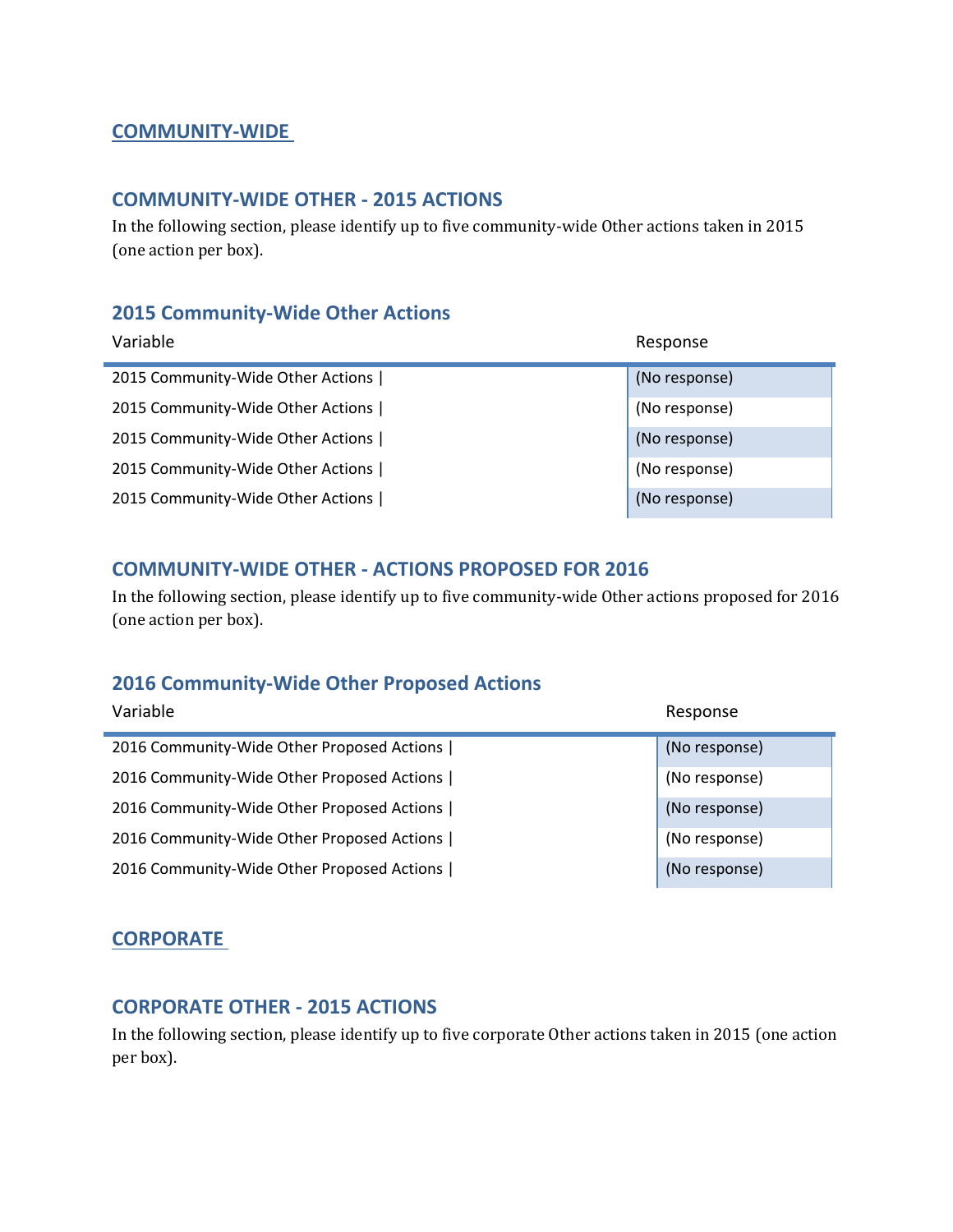## COMMUNITY-WIDE

### COMMUNITY-WIDE OTHER - 2015 ACTIONS

In the following section, please identify up to five community-wide Other actions taken in 2015 (one action per box).

### 2015 Community-Wide Other Actions

| Variable | Response |
|---|---|
| 2015 Community-Wide Other Actions \| | (No response) |
| 2015 Community-Wide Other Actions \| | (No response) |
| 2015 Community-Wide Other Actions \| | (No response) |
| 2015 Community-Wide Other Actions \| | (No response) |
| 2015 Community-Wide Other Actions \| | (No response) |

### COMMUNITY-WIDE OTHER - ACTIONS PROPOSED FOR 2016

In the following section, please identify up to five community-wide Other actions proposed for 2016 (one action per box).

### 2016 Community-Wide Other Proposed Actions

| Variable | Response |
|---|---|
| 2016 Community-Wide Other Proposed Actions \| | (No response) |
| 2016 Community-Wide Other Proposed Actions \| | (No response) |
| 2016 Community-Wide Other Proposed Actions \| | (No response) |
| 2016 Community-Wide Other Proposed Actions \| | (No response) |
| 2016 Community-Wide Other Proposed Actions \| | (No response) |

## CORPORATE

### CORPORATE OTHER - 2015 ACTIONS

In the following section, please identify up to five corporate Other actions taken in 2015 (one action per box).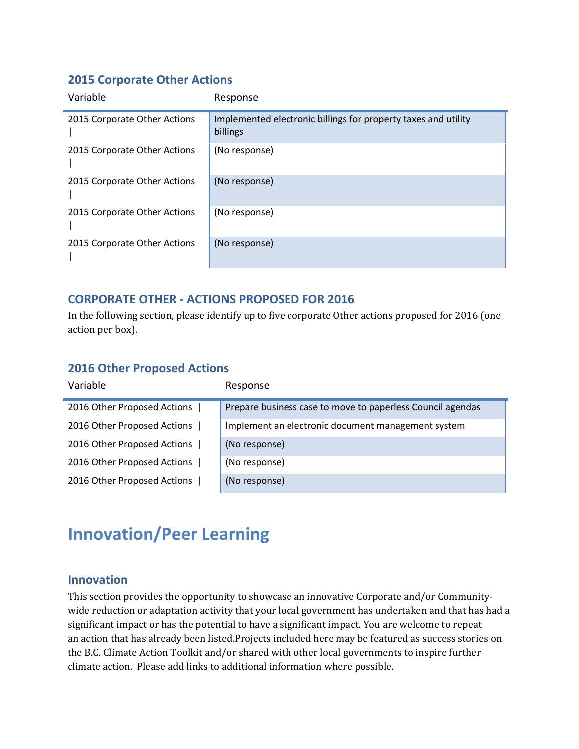### 2015 Corporate Other Actions

| Variable | Response |
|---|---|
| 2015 Corporate Other Actions \| | Implemented electronic billings for property taxes and utility billings |
| 2015 Corporate Other Actions \| | (No response) |
| 2015 Corporate Other Actions \| | (No response) |
| 2015 Corporate Other Actions \| | (No response) |
| 2015 Corporate Other Actions \| | (No response) |

### CORPORATE OTHER - ACTIONS PROPOSED FOR 2016

In the following section, please identify up to five corporate Other actions proposed for 2016 (one action per box).

### 2016 Other Proposed Actions

| Variable | Response |
|---|---|
| 2016 Other Proposed Actions \| | Prepare business case to move to paperless Council agendas |
| 2016 Other Proposed Actions \| | Implement an electronic document management system |
| 2016 Other Proposed Actions \| | (No response) |
| 2016 Other Proposed Actions \| | (No response) |
| 2016 Other Proposed Actions \| | (No response) |

# Innovation/Peer Learning

### Innovation

This section provides the opportunity to showcase an innovative Corporate and/or Community-wide reduction or adaptation activity that your local government has undertaken and that has had a significant impact or has the potential to have a significant impact. You are welcome to repeat an action that has already been listed.Projects included here may be featured as success stories on the B.C. Climate Action Toolkit and/or shared with other local governments to inspire further climate action. Please add links to additional information where possible.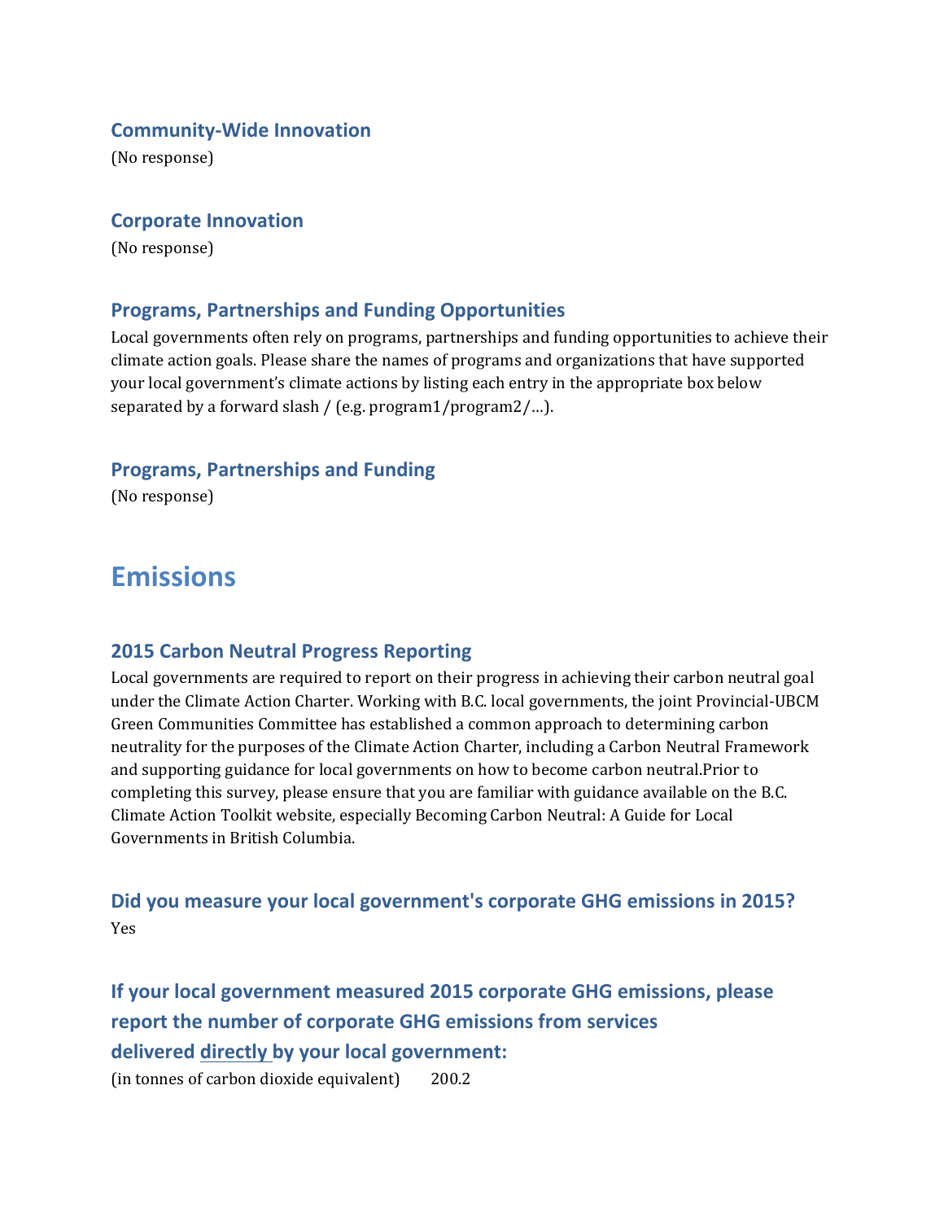### Community-Wide Innovation

(No response)

### Corporate Innovation

(No response)

### Programs, Partnerships and Funding Opportunities

Local governments often rely on programs, partnerships and funding opportunities to achieve their climate action goals. Please share the names of programs and organizations that have supported your local government's climate actions by listing each entry in the appropriate box below separated by a forward slash / (e.g. program1/program2/...).

### Programs, Partnerships and Funding

(No response)

# Emissions

### 2015 Carbon Neutral Progress Reporting

Local governments are required to report on their progress in achieving their carbon neutral goal under the Climate Action Charter. Working with B.C. local governments, the joint Provincial-UBCM Green Communities Committee has established a common approach to determining carbon neutrality for the purposes of the Climate Action Charter, including a Carbon Neutral Framework and supporting guidance for local governments on how to become carbon neutral.Prior to completing this survey, please ensure that you are familiar with guidance available on the B.C. Climate Action Toolkit website, especially Becoming Carbon Neutral: A Guide for Local Governments in British Columbia.

### Did you measure your local government's corporate GHG emissions in 2015?

Yes

### If your local government measured 2015 corporate GHG emissions, please report the number of corporate GHG emissions from services delivered directly by your local government:

(in tonnes of carbon dioxide equivalent) 200.2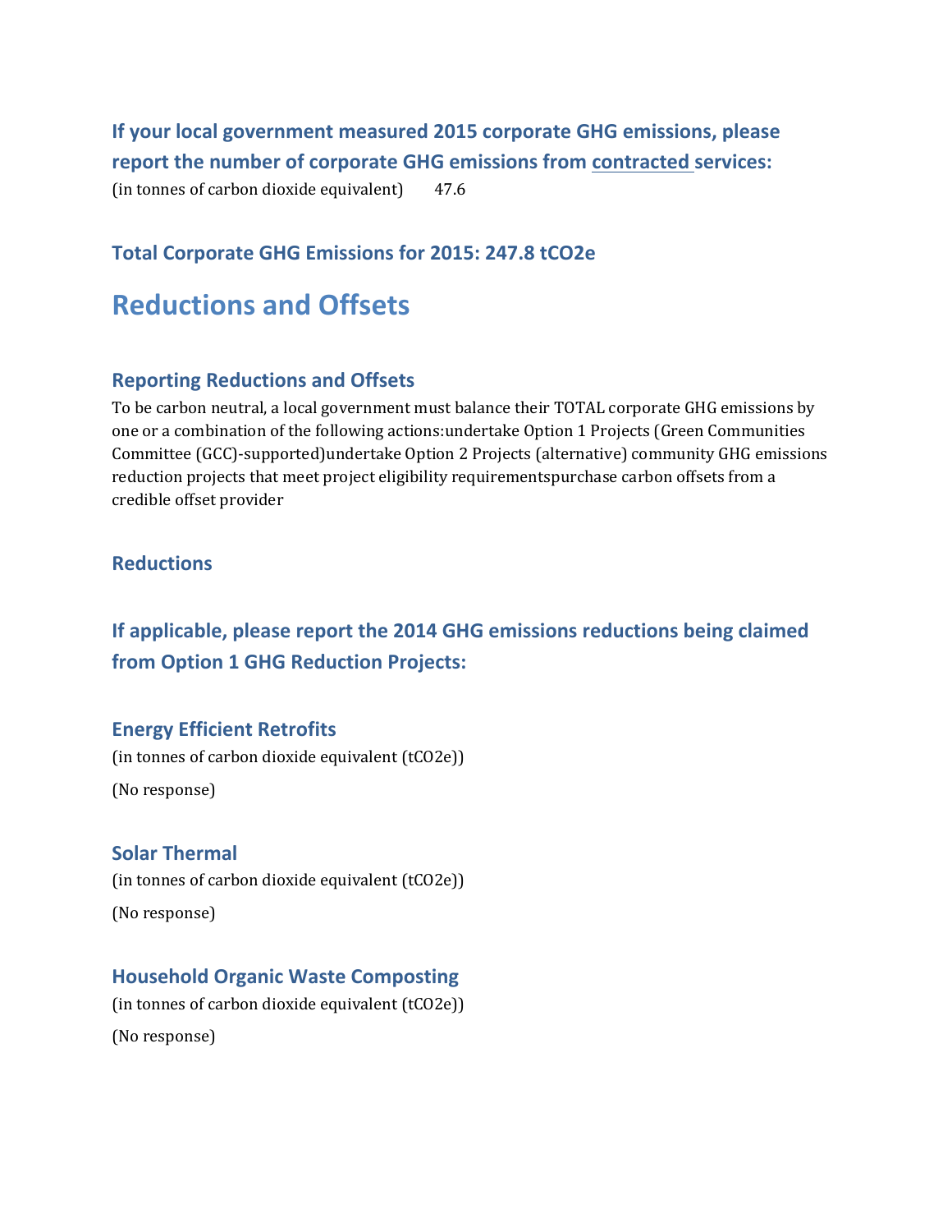### If your local government measured 2015 corporate GHG emissions, please report the number of corporate GHG emissions from contracted services:

(in tonnes of carbon dioxide equivalent) 47.6

### Total Corporate GHG Emissions for 2015: 247.8 tCO2e

## Reductions and Offsets

### Reporting Reductions and Offsets

To be carbon neutral, a local government must balance their TOTAL corporate GHG emissions by one or a combination of the following actions:undertake Option 1 Projects (Green Communities Committee (GCC)-supported)undertake Option 2 Projects (alternative) community GHG emissions reduction projects that meet project eligibility requirementspurchase carbon offsets from a credible offset provider

### Reductions

### If applicable, please report the 2014 GHG emissions reductions being claimed from Option 1 GHG Reduction Projects:

### Energy Efficient Retrofits

(in tonnes of carbon dioxide equivalent (tCO2e))

(No response)

### Solar Thermal

(in tonnes of carbon dioxide equivalent (tCO2e))

(No response)

### Household Organic Waste Composting

(in tonnes of carbon dioxide equivalent (tCO2e))

(No response)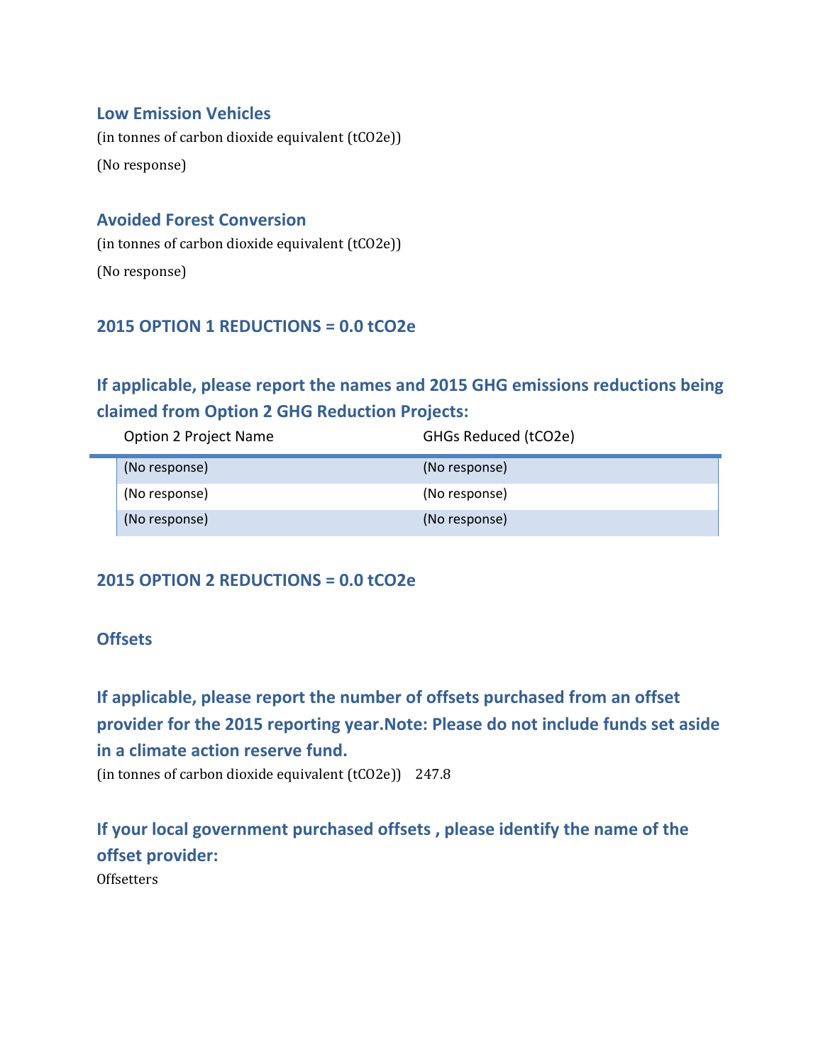### Low Emission Vehicles

(in tonnes of carbon dioxide equivalent (tCO2e))

(No response)

### Avoided Forest Conversion

(in tonnes of carbon dioxide equivalent (tCO2e))

(No response)

### 2015 OPTION 1 REDUCTIONS = 0.0 tCO2e

## If applicable, please report the names and 2015 GHG emissions reductions being claimed from Option 2 GHG Reduction Projects:

| Option 2 Project Name | GHGs Reduced (tCO2e) |
|---|---|
| (No response) | (No response) |
| (No response) | (No response) |
| (No response) | (No response) |

### 2015 OPTION 2 REDUCTIONS = 0.0 tCO2e

### Offsets

## If applicable, please report the number of offsets purchased from an offset provider for the 2015 reporting year.Note: Please do not include funds set aside in a climate action reserve fund.

(in tonnes of carbon dioxide equivalent (tCO2e)) 247.8

## If your local government purchased offsets , please identify the name of the offset provider:

Offsetters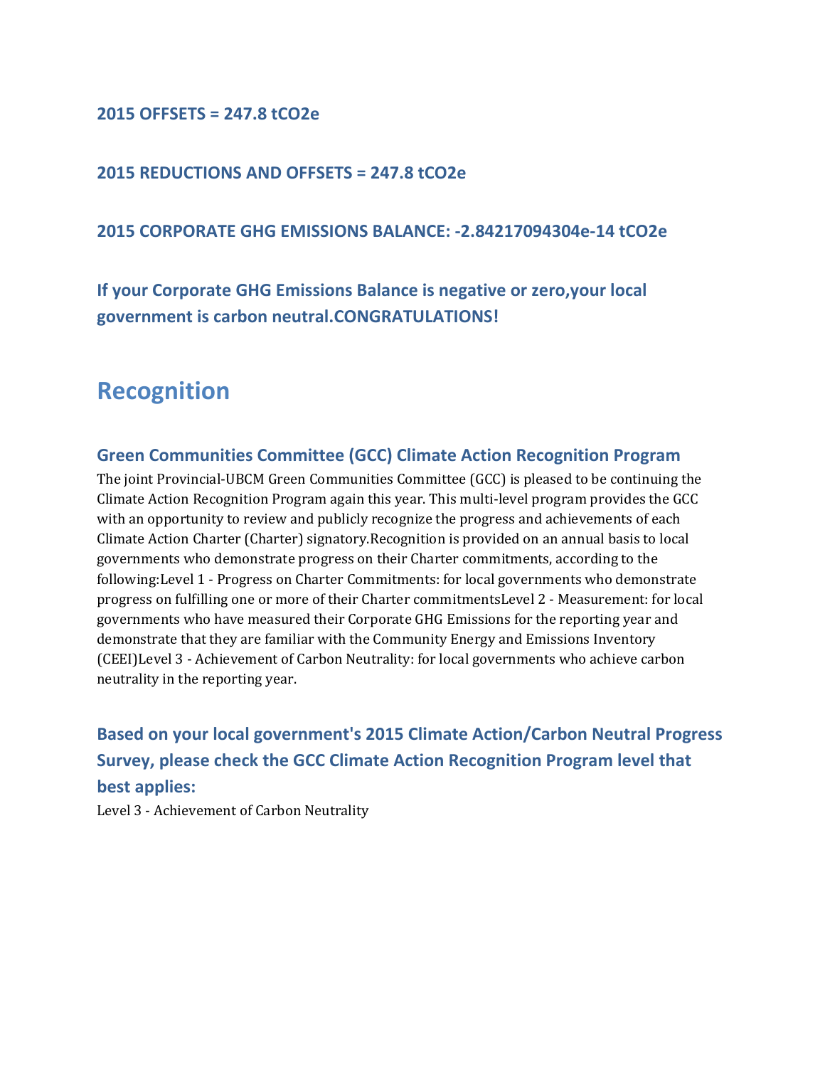**2015 OFFSETS = 247.8 tCO2e**

**2015 REDUCTIONS AND OFFSETS = 247.8 tCO2e**

**2015 CORPORATE GHG EMISSIONS BALANCE: -2.84217094304e-14 tCO2e**

**If your Corporate GHG Emissions Balance is negative or zero,your local government is carbon neutral.CONGRATULATIONS!**

## Recognition

### Green Communities Committee (GCC) Climate Action Recognition Program

The joint Provincial-UBCM Green Communities Committee (GCC) is pleased to be continuing the Climate Action Recognition Program again this year. This multi-level program provides the GCC with an opportunity to review and publicly recognize the progress and achievements of each Climate Action Charter (Charter) signatory.Recognition is provided on an annual basis to local governments who demonstrate progress on their Charter commitments, according to the following:Level 1 - Progress on Charter Commitments: for local governments who demonstrate progress on fulfilling one or more of their Charter commitmentsLevel 2 - Measurement: for local governments who have measured their Corporate GHG Emissions for the reporting year and demonstrate that they are familiar with the Community Energy and Emissions Inventory (CEEI)Level 3 - Achievement of Carbon Neutrality: for local governments who achieve carbon neutrality in the reporting year.

### Based on your local government's 2015 Climate Action/Carbon Neutral Progress Survey, please check the GCC Climate Action Recognition Program level that best applies:

Level 3 - Achievement of Carbon Neutrality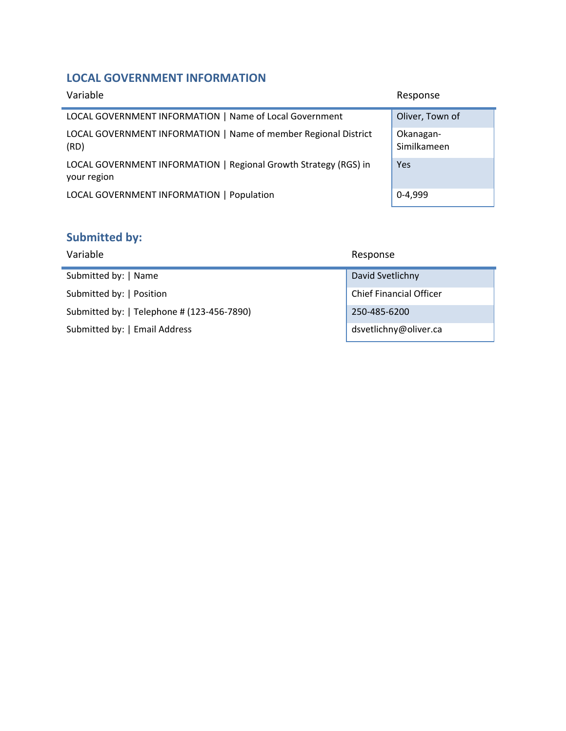## LOCAL GOVERNMENT INFORMATION

| Variable | Response |
|---|---|
| LOCAL GOVERNMENT INFORMATION \| Name of Local Government | Oliver, Town of |
| LOCAL GOVERNMENT INFORMATION \| Name of member Regional District (RD) | Okanagan-Similkameen |
| LOCAL GOVERNMENT INFORMATION \| Regional Growth Strategy (RGS) in your region | Yes |
| LOCAL GOVERNMENT INFORMATION \| Population | 0-4,999 |

## Submitted by:

| Variable | Response |
|---|---|
| Submitted by: \| Name | David Svetlichny |
| Submitted by: \| Position | Chief Financial Officer |
| Submitted by: \| Telephone # (123-456-7890) | 250-485-6200 |
| Submitted by: \| Email Address | dsvetlichny@oliver.ca |